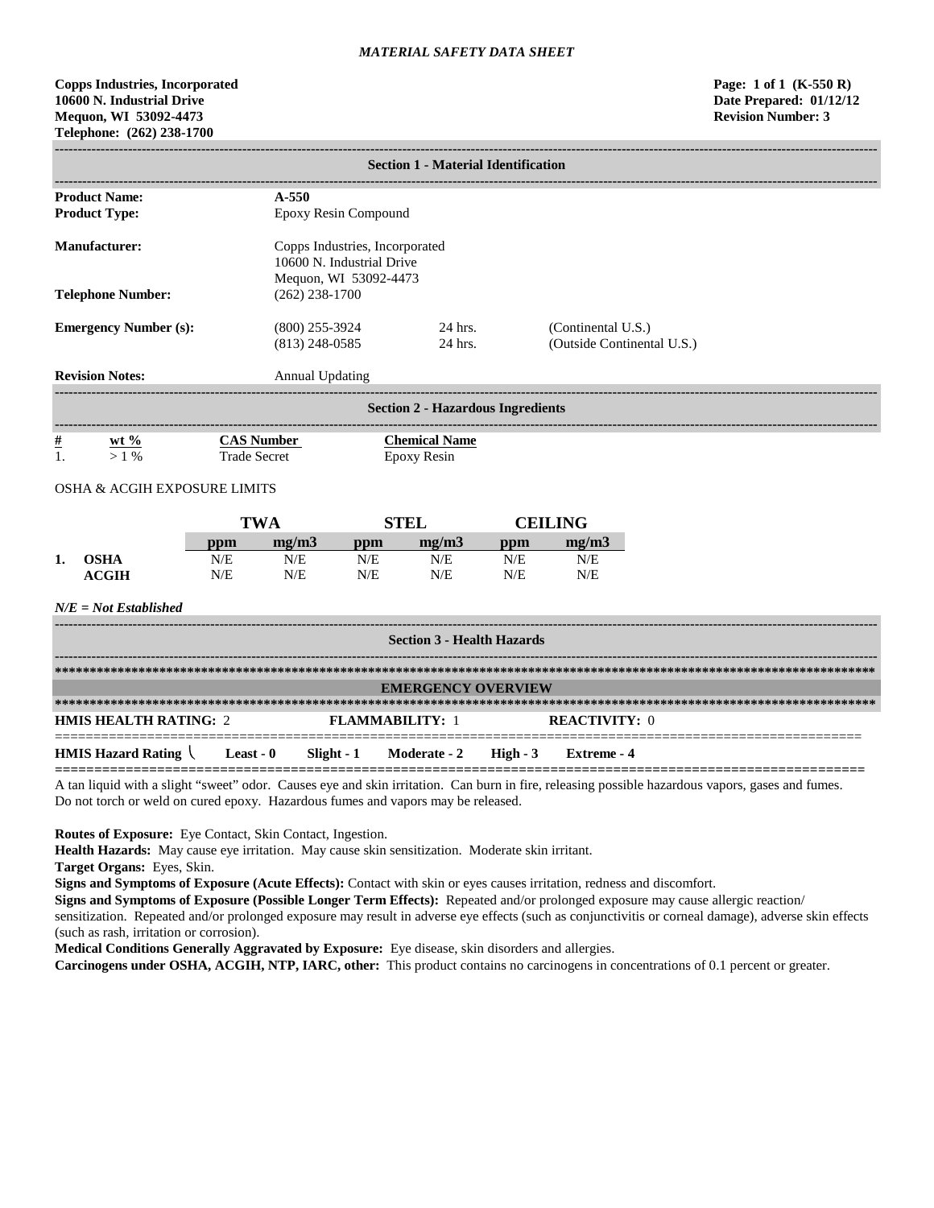*MATERIAL SAFETY DATA SHEET*

**Copps Industries, Incorporated**
**10600 N. Industrial Drive**
**Mequon, WI 53092-4473**
**Telephone: (262) 238-1700**

**Page: 1 of 1 (K-550 R)**
**Date Prepared: 01/12/12**
**Revision Number: 3**

## Section 1 - Material Identification

| | | | |
|---|---|---|---|
| **Product Name:** | **A-550** | | |
| **Product Type:** | Epoxy Resin Compound | | |
| **Manufacturer:** | Copps Industries, Incorporated<br>10600 N. Industrial Drive<br>Mequon, WI 53092-4473 | | |
| **Telephone Number:** | (262) 238-1700 | | |
| **Emergency Number (s):** | (800) 255-3924 | 24 hrs. | (Continental U.S.) |
| | (813) 248-0585 | 24 hrs. | (Outside Continental U.S.) |
| **Revision Notes:** | Annual Updating | | |

## Section 2 - Hazardous Ingredients

| # | wt % | CAS Number | Chemical Name |
|---|---|---|---|
| 1. | > 1 % | Trade Secret | Epoxy Resin |

OSHA & ACGIH EXPOSURE LIMITS

| | | TWA | | STEL | | CEILING | |
|---|---|---|---|---|---|---|---|
| | | ppm | mg/m3 | ppm | mg/m3 | ppm | mg/m3 |
| 1. | OSHA | N/E | N/E | N/E | N/E | N/E | N/E |
| | ACGIH | N/E | N/E | N/E | N/E | N/E | N/E |

*N/E = Not Established*

## Section 3 - Health Hazards

### EMERGENCY OVERVIEW

**HMIS HEALTH RATING:** 2 **FLAMMABILITY:** 1 **REACTIVITY:** 0

**HMIS Hazard Rating** **Least - 0** **Slight - 1** **Moderate - 2** **High - 3** **Extreme - 4**

A tan liquid with a slight "sweet" odor. Causes eye and skin irritation. Can burn in fire, releasing possible hazardous vapors, gases and fumes. Do not torch or weld on cured epoxy. Hazardous fumes and vapors may be released.

**Routes of Exposure:** Eye Contact, Skin Contact, Ingestion.

**Health Hazards:** May cause eye irritation. May cause skin sensitization. Moderate skin irritant.

**Target Organs:** Eyes, Skin.

**Signs and Symptoms of Exposure (Acute Effects):** Contact with skin or eyes causes irritation, redness and discomfort.

**Signs and Symptoms of Exposure (Possible Longer Term Effects):** Repeated and/or prolonged exposure may cause allergic reaction/ sensitization. Repeated and/or prolonged exposure may result in adverse eye effects (such as conjunctivitis or corneal damage), adverse skin effects (such as rash, irritation or corrosion).

**Medical Conditions Generally Aggravated by Exposure:** Eye disease, skin disorders and allergies.

**Carcinogens under OSHA, ACGIH, NTP, IARC, other:** This product contains no carcinogens in concentrations of 0.1 percent or greater.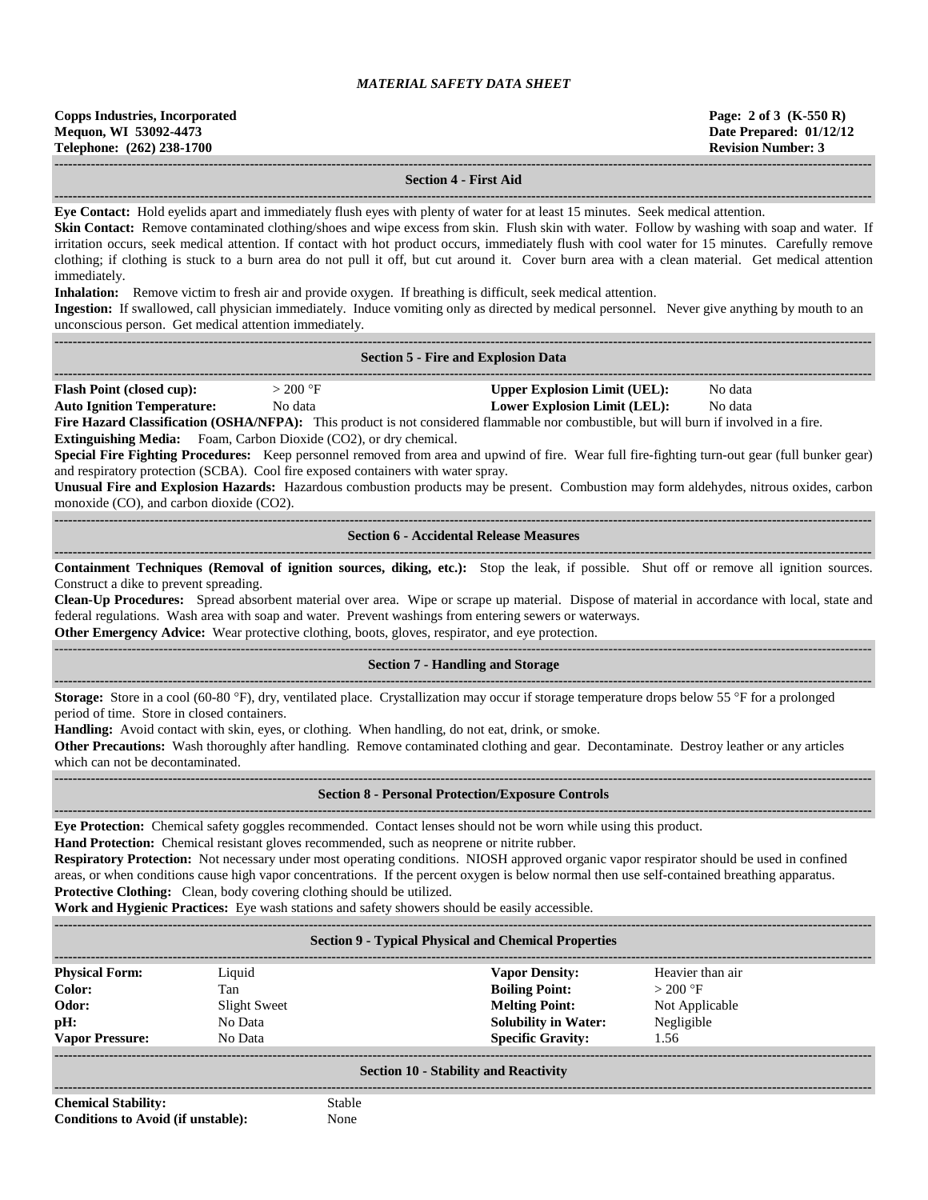## Section 4 - First Aid

**Eye Contact:** Hold eyelids apart and immediately flush eyes with plenty of water for at least 15 minutes. Seek medical attention.

**Skin Contact:** Remove contaminated clothing/shoes and wipe excess from skin. Flush skin with water. Follow by washing with soap and water. If irritation occurs, seek medical attention. If contact with hot product occurs, immediately flush with cool water for 15 minutes. Carefully remove clothing; if clothing is stuck to a burn area do not pull it off, but cut around it. Cover burn area with a clean material. Get medical attention immediately.

**Inhalation:** Remove victim to fresh air and provide oxygen. If breathing is difficult, seek medical attention.

**Ingestion:** If swallowed, call physician immediately. Induce vomiting only as directed by medical personnel. Never give anything by mouth to an unconscious person. Get medical attention immediately.

## Section 5 - Fire and Explosion Data

| | | | |
|---|---|---|---|
| **Flash Point (closed cup):** | > 200 °F | **Upper Explosion Limit (UEL):** | No data |
| **Auto Ignition Temperature:** | No data | **Lower Explosion Limit (LEL):** | No data |

**Fire Hazard Classification (OSHA/NFPA):** This product is not considered flammable nor combustible, but will burn if involved in a fire.

**Extinguishing Media:** Foam, Carbon Dioxide ($CO_2$), or dry chemical.

**Special Fire Fighting Procedures:** Keep personnel removed from area and upwind of fire. Wear full fire-fighting turn-out gear (full bunker gear) and respiratory protection (SCBA). Cool fire exposed containers with water spray.

**Unusual Fire and Explosion Hazards:** Hazardous combustion products may be present. Combustion may form aldehydes, nitrous oxides, carbon monoxide (CO), and carbon dioxide ($CO_2$).

## Section 6 - Accidental Release Measures

**Containment Techniques (Removal of ignition sources, diking, etc.):** Stop the leak, if possible. Shut off or remove all ignition sources. Construct a dike to prevent spreading.

**Clean-Up Procedures:** Spread absorbent material over area. Wipe or scrape up material. Dispose of material in accordance with local, state and federal regulations. Wash area with soap and water. Prevent washings from entering sewers or waterways.

**Other Emergency Advice:** Wear protective clothing, boots, gloves, respirator, and eye protection.

## Section 7 - Handling and Storage

**Storage:** Store in a cool (60-80 °F), dry, ventilated place. Crystallization may occur if storage temperature drops below 55 °F for a prolonged period of time. Store in closed containers.

**Handling:** Avoid contact with skin, eyes, or clothing. When handling, do not eat, drink, or smoke.

**Other Precautions:** Wash thoroughly after handling. Remove contaminated clothing and gear. Decontaminate. Destroy leather or any articles which can not be decontaminated.

## Section 8 - Personal Protection/Exposure Controls

**Eye Protection:** Chemical safety goggles recommended. Contact lenses should not be worn while using this product.

**Hand Protection:** Chemical resistant gloves recommended, such as neoprene or nitrite rubber.

**Respiratory Protection:** Not necessary under most operating conditions. NIOSH approved organic vapor respirator should be used in confined areas, or when conditions cause high vapor concentrations. If the percent oxygen is below normal then use self-contained breathing apparatus.

**Protective Clothing:** Clean, body covering clothing should be utilized.

**Work and Hygienic Practices:** Eye wash stations and safety showers should be easily accessible.

## Section 9 - Typical Physical and Chemical Properties

| | | | |
|---|---|---|---|
| **Physical Form:** | Liquid | **Vapor Density:** | Heavier than air |
| **Color:** | Tan | **Boiling Point:** | > 200 °F |
| **Odor:** | Slight Sweet | **Melting Point:** | Not Applicable |
| **pH:** | No Data | **Solubility in Water:** | Negligible |
| **Vapor Pressure:** | No Data | **Specific Gravity:** | 1.56 |

## Section 10 - Stability and Reactivity

| | |
|---|---|
| **Chemical Stability:** | Stable |
| **Conditions to Avoid (if unstable):** | None |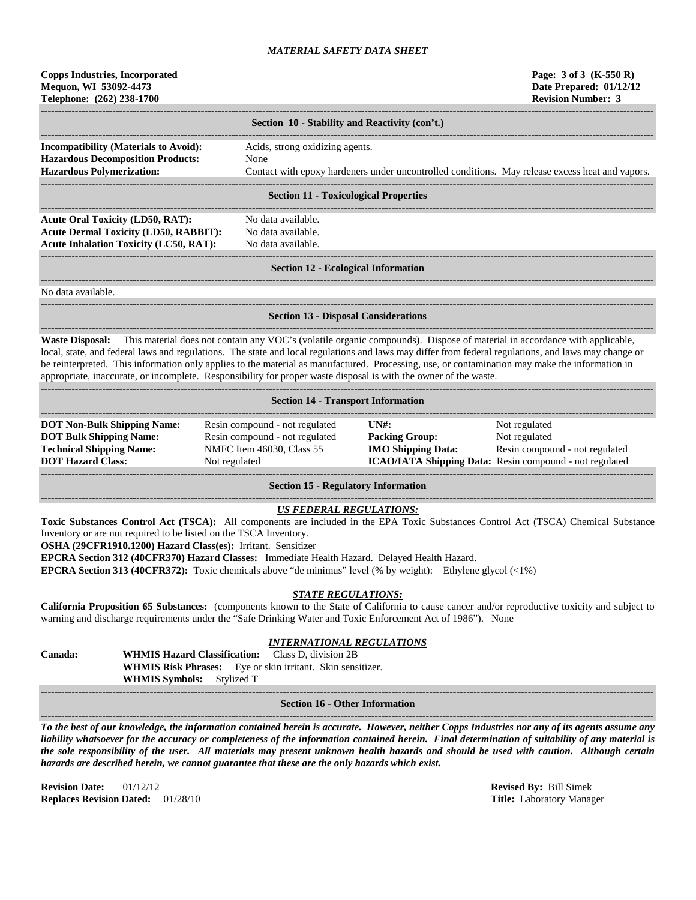## Section 10 - Stability and Reactivity (con't.)

**Incompatibility (Materials to Avoid):** Acids, strong oxidizing agents.
**Hazardous Decomposition Products:** None
**Hazardous Polymerization:** Contact with epoxy hardeners under uncontrolled conditions. May release excess heat and vapors.

## Section 11 - Toxicological Properties

**Acute Oral Toxicity (LD50, RAT):** No data available.
**Acute Dermal Toxicity (LD50, RABBIT):** No data available.
**Acute Inhalation Toxicity (LC50, RAT):** No data available.

## Section 12 - Ecological Information

No data available.

## Section 13 - Disposal Considerations

**Waste Disposal:** This material does not contain any VOC's (volatile organic compounds). Dispose of material in accordance with applicable, local, state, and federal laws and regulations. The state and local regulations and laws may differ from federal regulations, and laws may change or be reinterpreted. This information only applies to the material as manufactured. Processing, use, or contamination may make the information in appropriate, inaccurate, or incomplete. Responsibility for proper waste disposal is with the owner of the waste.

## Section 14 - Transport Information

| | | | |
|---|---|---|---|
| **DOT Non-Bulk Shipping Name:** | Resin compound - not regulated | **UN#:** | Not regulated |
| **DOT Bulk Shipping Name:** | Resin compound - not regulated | **Packing Group:** | Not regulated |
| **Technical Shipping Name:** | NMFC Item 46030, Class 55 | **IMO Shipping Data:** | Resin compound - not regulated |
| **DOT Hazard Class:** | Not regulated | **ICAO/IATA Shipping Data:** | Resin compound - not regulated |

## Section 15 - Regulatory Information

### *US FEDERAL REGULATIONS:*

**Toxic Substances Control Act (TSCA):** All components are included in the EPA Toxic Substances Control Act (TSCA) Chemical Substance Inventory or are not required to be listed on the TSCA Inventory.
**OSHA (29CFR1910.1200) Hazard Class(es):** Irritant. Sensitizer
**EPCRA Section 312 (40CFR370) Hazard Classes:** Immediate Health Hazard. Delayed Health Hazard.
**EPCRA Section 313 (40CFR372):** Toxic chemicals above "de minimus" level (% by weight): Ethylene glycol (<1%)

### *STATE REGULATIONS:*

**California Proposition 65 Substances:** (components known to the State of California to cause cancer and/or reproductive toxicity and subject to warning and discharge requirements under the "Safe Drinking Water and Toxic Enforcement Act of 1986"). None

### *INTERNATIONAL REGULATIONS*

**Canada:**
**WHMIS Hazard Classification:** Class D, division 2B
**WHMIS Risk Phrases:** Eye or skin irritant. Skin sensitizer.
**WHMIS Symbols:** Stylized T

## Section 16 - Other Information

***To the best of our knowledge, the information contained herein is accurate. However, neither Copps Industries nor any of its agents assume any liability whatsoever for the accuracy or completeness of the information contained herein. Final determination of suitability of any material is the sole responsibility of the user. All materials may present unknown health hazards and should be used with caution. Although certain hazards are described herein, we cannot guarantee that these are the only hazards which exist.***

**Revision Date:** 01/12/12
**Replaces Revision Dated:** 01/28/10

**Revised By:** Bill Simek
**Title:** Laboratory Manager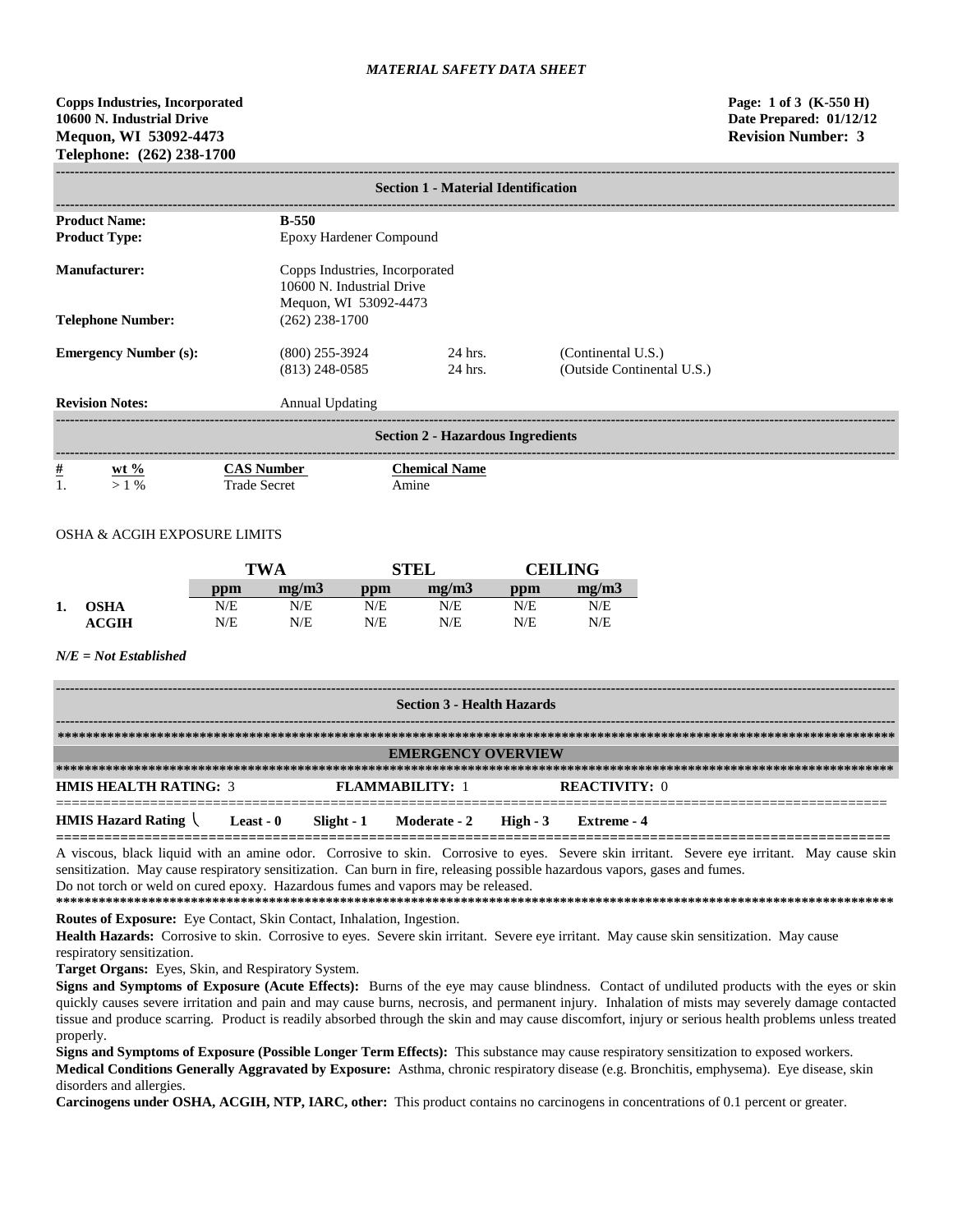*MATERIAL SAFETY DATA SHEET*

**Copps Industries, Incorporated**
**10600 N. Industrial Drive**
**Mequon, WI 53092-4473**
**Telephone: (262) 238-1700**

**Page: 1 of 3 (K-550 H)**
**Date Prepared: 01/12/12**
**Revision Number: 3**

## Section 1 - Material Identification

| | | | |
|---|---|---|---|
| **Product Name:** | **B-550** | | |
| **Product Type:** | Epoxy Hardener Compound | | |
| **Manufacturer:** | Copps Industries, Incorporated<br>10600 N. Industrial Drive<br>Mequon, WI 53092-4473 | | |
| **Telephone Number:** | (262) 238-1700 | | |
| **Emergency Number (s):** | (800) 255-3924 | 24 hrs. | (Continental U.S.) |
| | (813) 248-0585 | 24 hrs. | (Outside Continental U.S.) |
| **Revision Notes:** | Annual Updating | | |

## Section 2 - Hazardous Ingredients

| # | wt % | CAS Number | Chemical Name |
|---|---|---|---|
| 1. | > 1 % | Trade Secret | Amine |

OSHA & ACGIH EXPOSURE LIMITS

| | | TWA | | STEL | | CEILING | |
|---|---|---|---|---|---|---|---|
| | | ppm | mg/m3 | ppm | mg/m3 | ppm | mg/m3 |
| 1. | OSHA | N/E | N/E | N/E | N/E | N/E | N/E |
| | ACGIH | N/E | N/E | N/E | N/E | N/E | N/E |

***N/E = Not Established***

## Section 3 - Health Hazards

### EMERGENCY OVERVIEW

**HMIS HEALTH RATING:** 3 **FLAMMABILITY:** 1 **REACTIVITY:** 0

**HMIS Hazard Rating** **Least - 0** **Slight - 1** **Moderate - 2** **High - 3** **Extreme - 4**

A viscous, black liquid with an amine odor. Corrosive to skin. Corrosive to eyes. Severe skin irritant. Severe eye irritant. May cause skin sensitization. May cause respiratory sensitization. Can burn in fire, releasing possible hazardous vapors, gases and fumes.
Do not torch or weld on cured epoxy. Hazardous fumes and vapors may be released.

**Routes of Exposure:** Eye Contact, Skin Contact, Inhalation, Ingestion.

**Health Hazards:** Corrosive to skin. Corrosive to eyes. Severe skin irritant. Severe eye irritant. May cause skin sensitization. May cause respiratory sensitization.

**Target Organs:** Eyes, Skin, and Respiratory System.

**Signs and Symptoms of Exposure (Acute Effects):** Burns of the eye may cause blindness. Contact of undiluted products with the eyes or skin quickly causes severe irritation and pain and may cause burns, necrosis, and permanent injury. Inhalation of mists may severely damage contacted tissue and produce scarring. Product is readily absorbed through the skin and may cause discomfort, injury or serious health problems unless treated properly.

**Signs and Symptoms of Exposure (Possible Longer Term Effects):** This substance may cause respiratory sensitization to exposed workers.

**Medical Conditions Generally Aggravated by Exposure:** Asthma, chronic respiratory disease (e.g. Bronchitis, emphysema). Eye disease, skin disorders and allergies.

**Carcinogens under OSHA, ACGIH, NTP, IARC, other:** This product contains no carcinogens in concentrations of 0.1 percent or greater.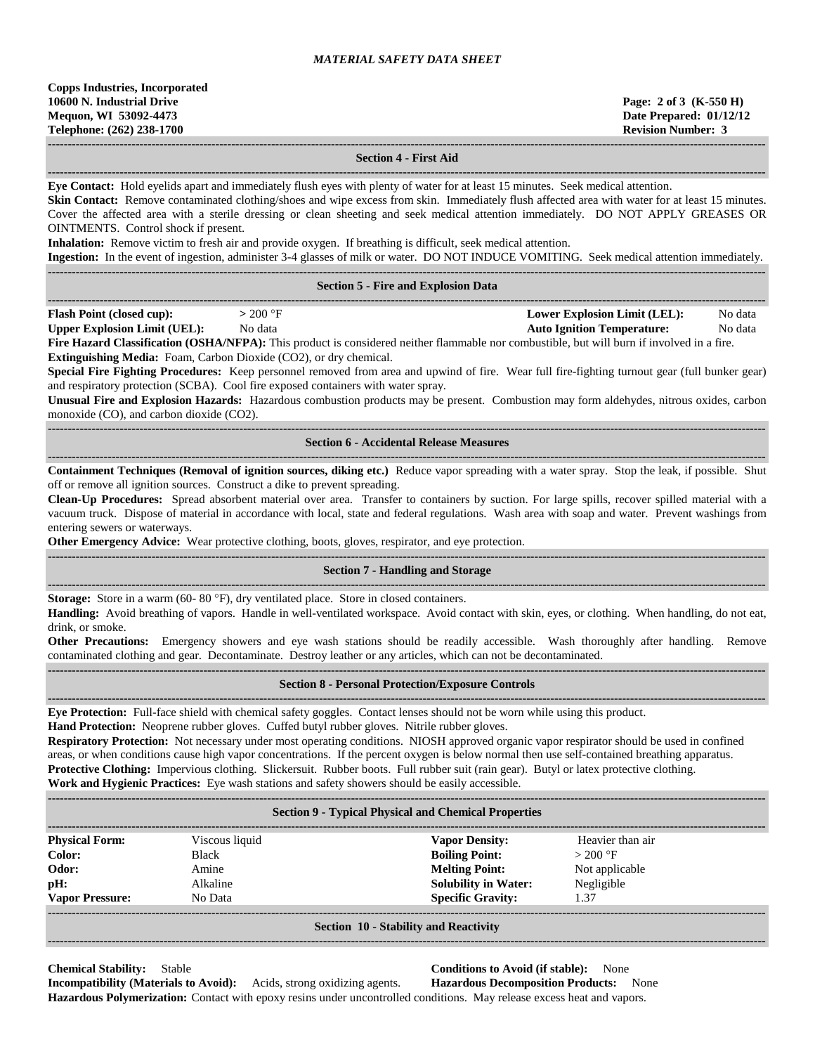## Section 4 - First Aid

**Eye Contact:** Hold eyelids apart and immediately flush eyes with plenty of water for at least 15 minutes. Seek medical attention.
**Skin Contact:** Remove contaminated clothing/shoes and wipe excess from skin. Immediately flush affected area with water for at least 15 minutes. Cover the affected area with a sterile dressing or clean sheeting and seek medical attention immediately. DO NOT APPLY GREASES OR OINTMENTS. Control shock if present.
**Inhalation:** Remove victim to fresh air and provide oxygen. If breathing is difficult, seek medical attention.
**Ingestion:** In the event of ingestion, administer 3-4 glasses of milk or water. DO NOT INDUCE VOMITING. Seek medical attention immediately.

## Section 5 - Fire and Explosion Data

| | | | |
|---|---|---|---|
| **Flash Point (closed cup):** | > 200 °F | **Lower Explosion Limit (LEL):** | No data |
| **Upper Explosion Limit (UEL):** | No data | **Auto Ignition Temperature:** | No data |

**Fire Hazard Classification (OSHA/NFPA):** This product is considered neither flammable nor combustible, but will burn if involved in a fire.
**Extinguishing Media:** Foam, Carbon Dioxide ($CO_2$), or dry chemical.
**Special Fire Fighting Procedures:** Keep personnel removed from area and upwind of fire. Wear full fire-fighting turnout gear (full bunker gear) and respiratory protection (SCBA). Cool fire exposed containers with water spray.
**Unusual Fire and Explosion Hazards:** Hazardous combustion products may be present. Combustion may form aldehydes, nitrous oxides, carbon monoxide (CO), and carbon dioxide ($CO_2$).

## Section 6 - Accidental Release Measures

**Containment Techniques (Removal of ignition sources, diking etc.)** Reduce vapor spreading with a water spray. Stop the leak, if possible. Shut off or remove all ignition sources. Construct a dike to prevent spreading.
**Clean-Up Procedures:** Spread absorbent material over area. Transfer to containers by suction. For large spills, recover spilled material with a vacuum truck. Dispose of material in accordance with local, state and federal regulations. Wash area with soap and water. Prevent washings from entering sewers or waterways.
**Other Emergency Advice:** Wear protective clothing, boots, gloves, respirator, and eye protection.

## Section 7 - Handling and Storage

**Storage:** Store in a warm (60- 80 °F), dry ventilated place. Store in closed containers.
**Handling:** Avoid breathing of vapors. Handle in well-ventilated workspace. Avoid contact with skin, eyes, or clothing. When handling, do not eat, drink, or smoke.
**Other Precautions:** Emergency showers and eye wash stations should be readily accessible. Wash thoroughly after handling. Remove contaminated clothing and gear. Decontaminate. Destroy leather or any articles, which can not be decontaminated.

## Section 8 - Personal Protection/Exposure Controls

**Eye Protection:** Full-face shield with chemical safety goggles. Contact lenses should not be worn while using this product.
**Hand Protection:** Neoprene rubber gloves. Cuffed butyl rubber gloves. Nitrile rubber gloves.
**Respiratory Protection:** Not necessary under most operating conditions. NIOSH approved organic vapor respirator should be used in confined areas, or when conditions cause high vapor concentrations. If the percent oxygen is below normal then use self-contained breathing apparatus.
**Protective Clothing:** Impervious clothing. Slickersuit. Rubber boots. Full rubber suit (rain gear). Butyl or latex protective clothing.
**Work and Hygienic Practices:** Eye wash stations and safety showers should be easily accessible.

## Section 9 - Typical Physical and Chemical Properties

| | | | |
|---|---|---|---|
| **Physical Form:** | Viscous liquid | **Vapor Density:** | Heavier than air |
| **Color:** | Black | **Boiling Point:** | > 200 °F |
| **Odor:** | Amine | **Melting Point:** | Not applicable |
| **pH:** | Alkaline | **Solubility in Water:** | Negligible |
| **Vapor Pressure:** | No Data | **Specific Gravity:** | 1.37 |

## Section 10 - Stability and Reactivity

**Chemical Stability:** Stable
**Conditions to Avoid (if stable):** None
**Incompatibility (Materials to Avoid):** Acids, strong oxidizing agents.
**Hazardous Decomposition Products:** None
**Hazardous Polymerization:** Contact with epoxy resins under uncontrolled conditions. May release excess heat and vapors.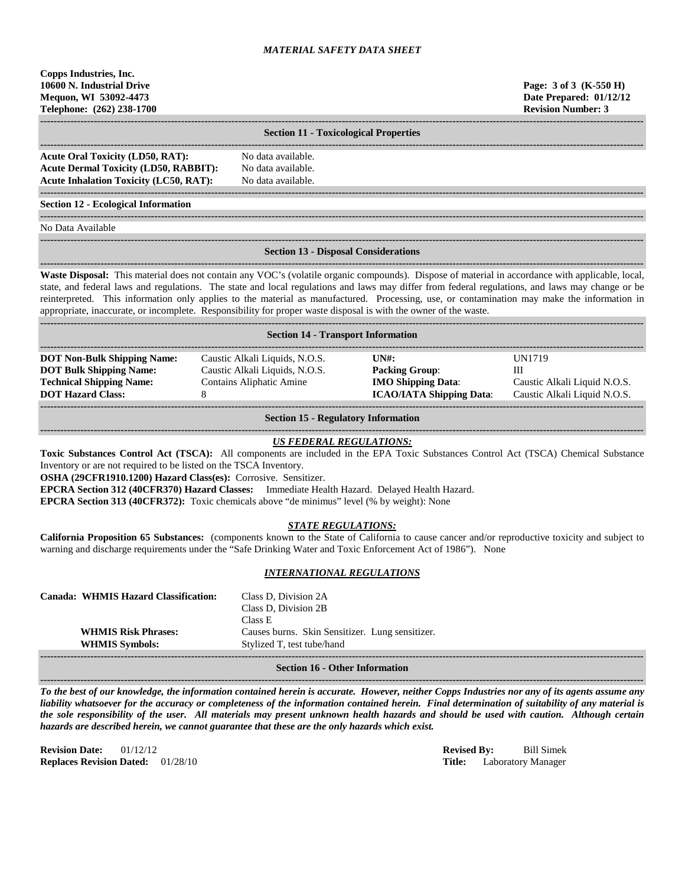**MATERIAL SAFETY DATA SHEET**

**Copps Industries, Inc.**
**10600 N. Industrial Drive**
**Mequon, WI 53092-4473**
**Telephone: (262) 238-1700**

**Page: 3 of 3 (K-550 H)**
**Date Prepared: 01/12/12**
**Revision Number: 3**

## Section 11 - Toxicological Properties

| | |
|---|---|
| **Acute Oral Toxicity (LD50, RAT):** | No data available. |
| **Acute Dermal Toxicity (LD50, RABBIT):** | No data available. |
| **Acute Inhalation Toxicity (LC50, RAT):** | No data available. |

## Section 12 - Ecological Information

No Data Available

## Section 13 - Disposal Considerations

**Waste Disposal:** This material does not contain any VOC's (volatile organic compounds). Dispose of material in accordance with applicable, local, state, and federal laws and regulations. The state and local regulations and laws may differ from federal regulations, and laws may change or be reinterpreted. This information only applies to the material as manufactured. Processing, use, or contamination may make the information in appropriate, inaccurate, or incomplete. Responsibility for proper waste disposal is with the owner of the waste.

## Section 14 - Transport Information

| | | | |
|---|---|---|---|
| **DOT Non-Bulk Shipping Name:** | Caustic Alkali Liquids, N.O.S. | **UN#:** | UN1719 |
| **DOT Bulk Shipping Name:** | Caustic Alkali Liquids, N.O.S. | **Packing Group**: | III |
| **Technical Shipping Name:** | Contains Aliphatic Amine | **IMO Shipping Data**: | Caustic Alkali Liquid N.O.S. |
| **DOT Hazard Class:** | 8 | **ICAO/IATA Shipping Data**: | Caustic Alkali Liquid N.O.S. |

## Section 15 - Regulatory Information

### *US FEDERAL REGULATIONS:*

**Toxic Substances Control Act (TSCA):** All components are included in the EPA Toxic Substances Control Act (TSCA) Chemical Substance Inventory or are not required to be listed on the TSCA Inventory.

**OSHA (29CFR1910.1200) Hazard Class(es):** Corrosive. Sensitizer.

**EPCRA Section 312 (40CFR370) Hazard Classes:** Immediate Health Hazard. Delayed Health Hazard.

**EPCRA Section 313 (40CFR372):** Toxic chemicals above "de minimus" level (% by weight): None

### *STATE REGULATIONS:*

**California Proposition 65 Substances:** (components known to the State of California to cause cancer and/or reproductive toxicity and subject to warning and discharge requirements under the "Safe Drinking Water and Toxic Enforcement Act of 1986"). None

### *INTERNATIONAL REGULATIONS*

| | |
|---|---|
| **Canada: WHMIS Hazard Classification:** | Class D, Division 2A<br>Class D, Division 2B<br>Class E |
| **WHMIS Risk Phrases:** | Causes burns. Skin Sensitizer. Lung sensitizer. |
| **WHMIS Symbols:** | Stylized T, test tube/hand |

## Section 16 - Other Information

***To the best of our knowledge, the information contained herein is accurate. However, neither Copps Industries nor any of its agents assume any liability whatsoever for the accuracy or completeness of the information contained herein. Final determination of suitability of any material is the sole responsibility of the user. All materials may present unknown health hazards and should be used with caution. Although certain hazards are described herein, we cannot guarantee that these are the only hazards which exist.***

**Revision Date:** 01/12/12
**Replaces Revision Dated:** 01/28/10

**Revised By:** Bill Simek
**Title:** Laboratory Manager